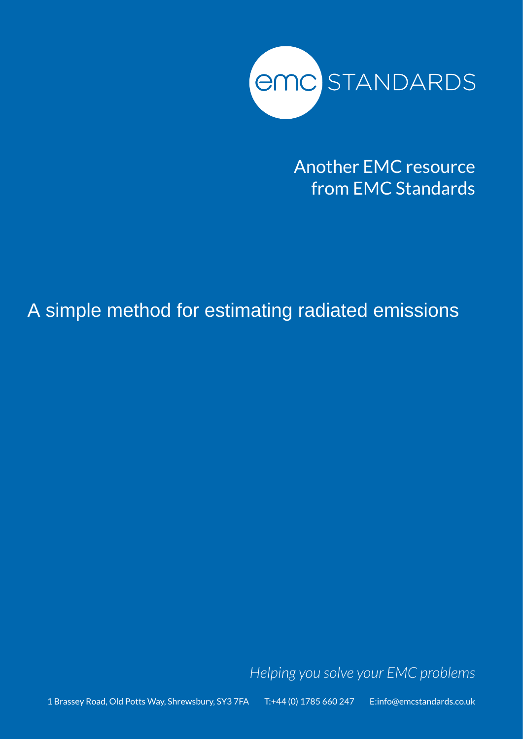emc STANDARDS

Another EMC resource from EMC Standards

# A simple method for estimating radiated emissions

*Helping you solve your EMC problems*

1 Brassey Road, Old Potts Way, Shrewsbury, SY3 7FA T:+44 (0) 1785 660 247 E:info@emcstandards.co.uk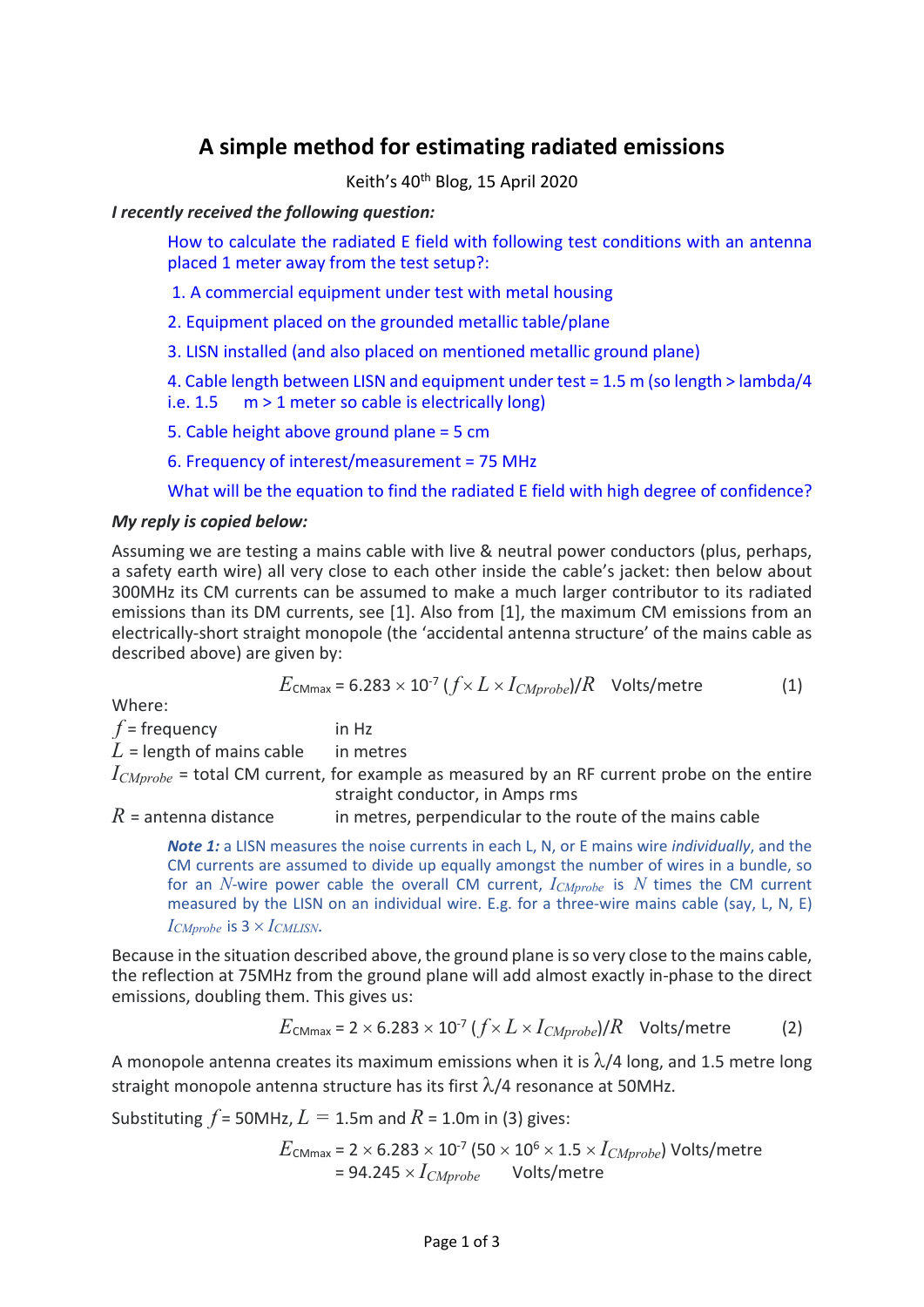# A simple method for estimating radiated emissions

Keith's 40th Blog, 15 April 2020

***I recently received the following question:***

> How to calculate the radiated E field with following test conditions with an antenna placed 1 meter away from the test setup?:
>
> 1. A commercial equipment under test with metal housing
> 2. Equipment placed on the grounded metallic table/plane
> 3. LISN installed (and also placed on mentioned metallic ground plane)
> 4. Cable length between LISN and equipment under test = 1.5 m (so length > lambda/4 i.e. 1.5 m > 1 meter so cable is electrically long)
> 5. Cable height above ground plane = 5 cm
> 6. Frequency of interest/measurement = 75 MHz
>
> What will be the equation to find the radiated E field with high degree of confidence?

***My reply is copied below:***

Assuming we are testing a mains cable with live & neutral power conductors (plus, perhaps, a safety earth wire) all very close to each other inside the cable's jacket: then below about 300MHz its CM currents can be assumed to make a much larger contributor to its radiated emissions than its DM currents, see [1]. Also from [1], the maximum CM emissions from an electrically-short straight monopole (the 'accidental antenna structure' of the mains cable as described above) are given by:

$$E_{\text{CMmax}} = 6.283 \times 10^{-7} \, (f \times L \times I_{CMprobe})/R \quad \text{Volts/metre} \tag{1}$$

Where:

$f$ = frequency in Hz

$L$ = length of mains cable in metres

$I_{CMprobe}$ = total CM current, for example as measured by an RF current probe on the entire straight conductor, in Amps rms

$R$ = antenna distance in metres, perpendicular to the route of the mains cable

> ***Note 1:*** a LISN measures the noise currents in each L, N, or E mains wire *individually*, and the CM currents are assumed to divide up equally amongst the number of wires in a bundle, so for an $N$-wire power cable the overall CM current, $I_{CMprobe}$ is $N$ times the CM current measured by the LISN on an individual wire. E.g. for a three-wire mains cable (say, L, N, E) $I_{CMprobe}$ is $3 \times I_{CMLISN}$.

Because in the situation described above, the ground plane is so very close to the mains cable, the reflection at 75MHz from the ground plane will add almost exactly in-phase to the direct emissions, doubling them. This gives us:

$$E_{\text{CMmax}} = 2 \times 6.283 \times 10^{-7} \, (f \times L \times I_{CMprobe})/R \quad \text{Volts/metre} \tag{2}$$

A monopole antenna creates its maximum emissions when it is $\lambda/4$ long, and 1.5 metre long straight monopole antenna structure has its first $\lambda/4$ resonance at 50MHz.

Substituting $f$ = 50MHz, $L$ = 1.5m and $R$ = 1.0m in (3) gives:

$$E_{\text{CMmax}} = 2 \times 6.283 \times 10^{-7} \, (50 \times 10^{6} \times 1.5 \times I_{CMprobe}) \text{ Volts/metre}$$
$$= 94.245 \times I_{CMprobe} \quad \text{Volts/metre}$$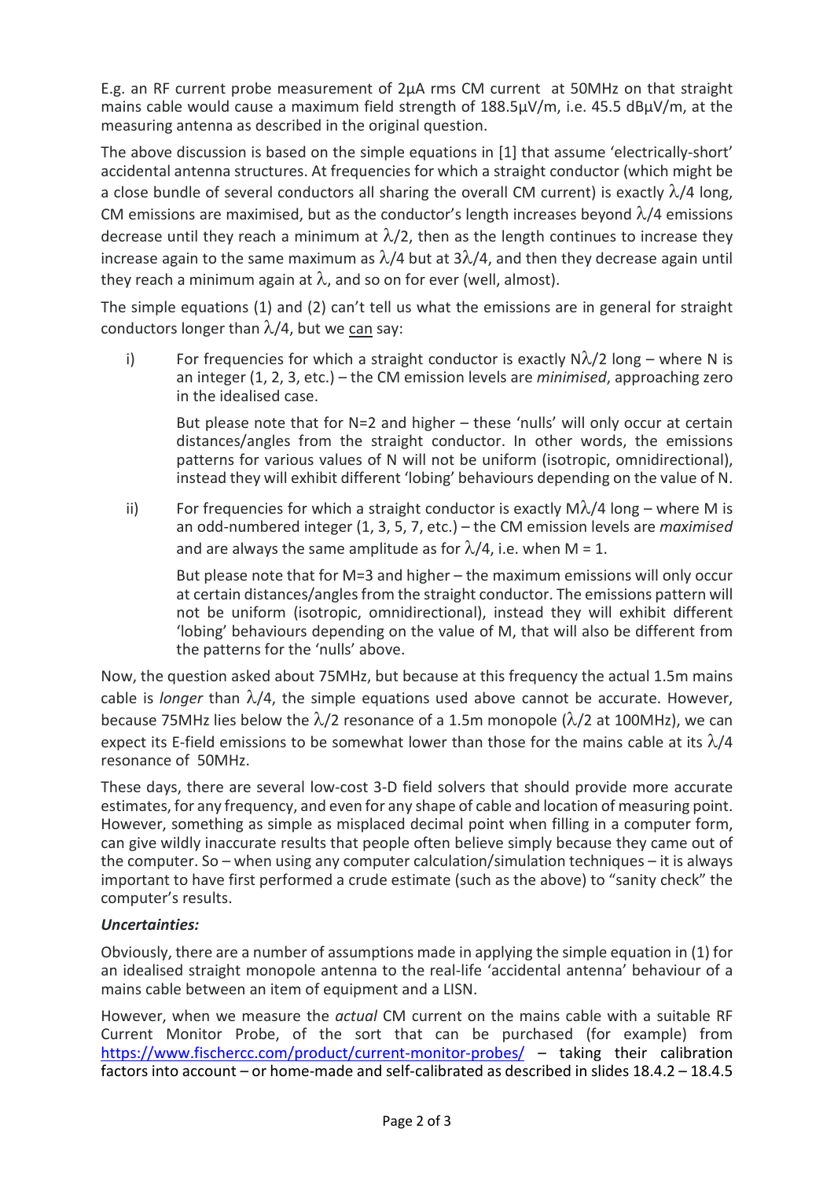E.g. an RF current probe measurement of 2µA rms CM current at 50MHz on that straight mains cable would cause a maximum field strength of 188.5µV/m, i.e. 45.5 dBµV/m, at the measuring antenna as described in the original question.

The above discussion is based on the simple equations in [1] that assume 'electrically-short' accidental antenna structures. At frequencies for which a straight conductor (which might be a close bundle of several conductors all sharing the overall CM current) is exactly $\lambda/4$ long, CM emissions are maximised, but as the conductor's length increases beyond $\lambda/4$ emissions decrease until they reach a minimum at $\lambda/2$, then as the length continues to increase they increase again to the same maximum as $\lambda/4$ but at $3\lambda/4$, and then they decrease again until they reach a minimum again at $\lambda$, and so on for ever (well, almost).

The simple equations (1) and (2) can't tell us what the emissions are in general for straight conductors longer than $\lambda/4$, but we <u>can</u> say:

i) For frequencies for which a straight conductor is exactly $N\lambda/2$ long – where N is an integer (1, 2, 3, etc.) – the CM emission levels are *minimised*, approaching zero in the idealised case.

   But please note that for N=2 and higher – these 'nulls' will only occur at certain distances/angles from the straight conductor. In other words, the emissions patterns for various values of N will not be uniform (isotropic, omnidirectional), instead they will exhibit different 'lobing' behaviours depending on the value of N.

ii) For frequencies for which a straight conductor is exactly $M\lambda/4$ long – where M is an odd-numbered integer (1, 3, 5, 7, etc.) – the CM emission levels are *maximised* and are always the same amplitude as for $\lambda/4$, i.e. when M = 1.

   But please note that for M=3 and higher – the maximum emissions will only occur at certain distances/angles from the straight conductor. The emissions pattern will not be uniform (isotropic, omnidirectional), instead they will exhibit different 'lobing' behaviours depending on the value of M, that will also be different from the patterns for the 'nulls' above.

Now, the question asked about 75MHz, but because at this frequency the actual 1.5m mains cable is *longer* than $\lambda/4$, the simple equations used above cannot be accurate. However, because 75MHz lies below the $\lambda/2$ resonance of a 1.5m monopole ($\lambda/2$ at 100MHz), we can expect its E-field emissions to be somewhat lower than those for the mains cable at its $\lambda/4$ resonance of 50MHz.

These days, there are several low-cost 3-D field solvers that should provide more accurate estimates, for any frequency, and even for any shape of cable and location of measuring point. However, something as simple as misplaced decimal point when filling in a computer form, can give wildly inaccurate results that people often believe simply because they came out of the computer. So – when using any computer calculation/simulation techniques – it is always important to have first performed a crude estimate (such as the above) to "sanity check" the computer's results.

### *Uncertainties:*

Obviously, there are a number of assumptions made in applying the simple equation in (1) for an idealised straight monopole antenna to the real-life 'accidental antenna' behaviour of a mains cable between an item of equipment and a LISN.

However, when we measure the *actual* CM current on the mains cable with a suitable RF Current Monitor Probe, of the sort that can be purchased (for example) from https://www.fischercc.com/product/current-monitor-probes/ – taking their calibration factors into account – or home-made and self-calibrated as described in slides 18.4.2 – 18.4.5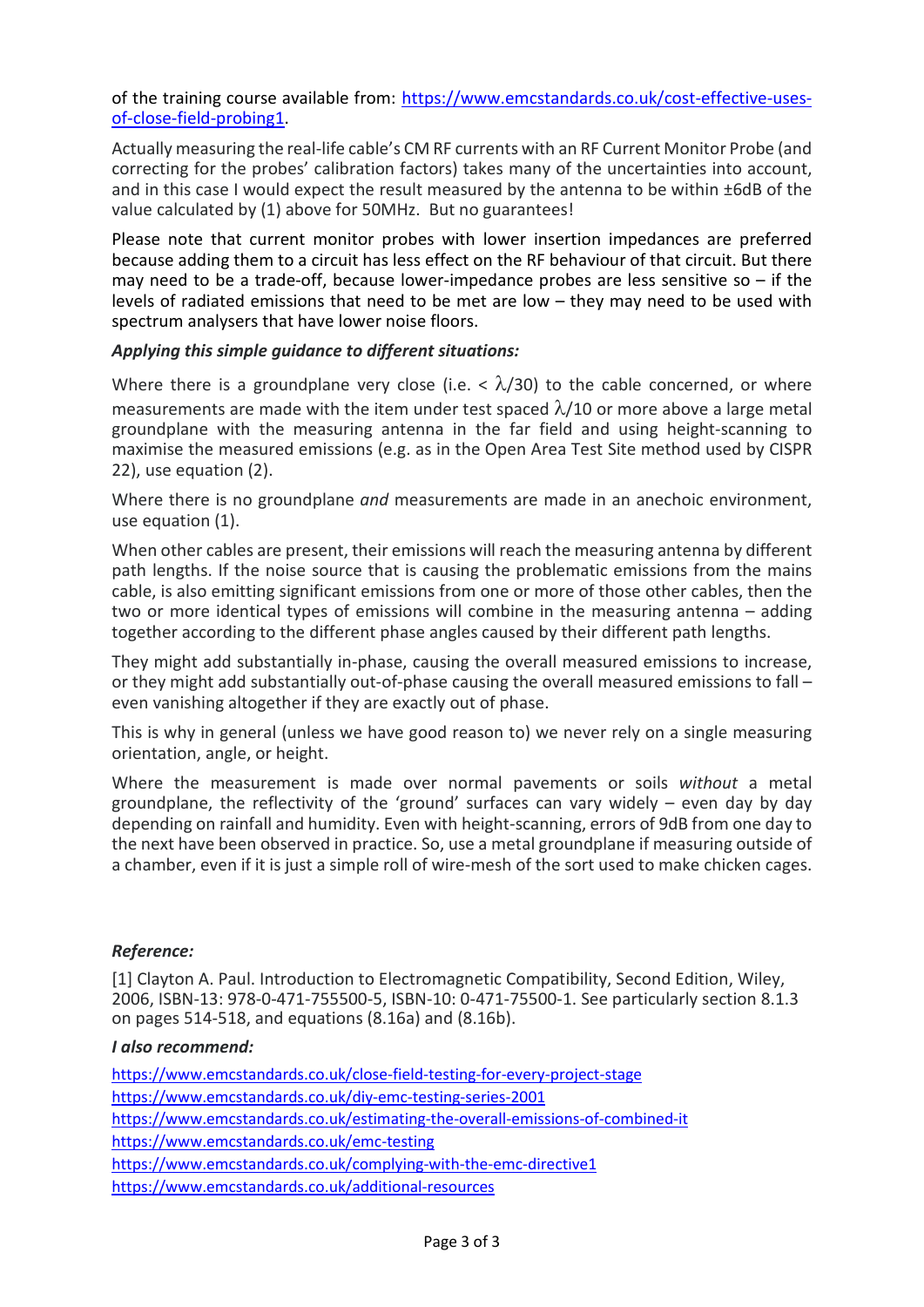of the training course available from: https://www.emcstandards.co.uk/cost-effective-uses-of-close-field-probing1.

Actually measuring the real-life cable's CM RF currents with an RF Current Monitor Probe (and correcting for the probes' calibration factors) takes many of the uncertainties into account, and in this case I would expect the result measured by the antenna to be within ±6dB of the value calculated by (1) above for 50MHz. But no guarantees!

Please note that current monitor probes with lower insertion impedances are preferred because adding them to a circuit has less effect on the RF behaviour of that circuit. But there may need to be a trade-off, because lower-impedance probes are less sensitive so – if the levels of radiated emissions that need to be met are low – they may need to be used with spectrum analysers that have lower noise floors.

***Applying this simple guidance to different situations:***

Where there is a groundplane very close (i.e. < $\lambda/30$) to the cable concerned, or where measurements are made with the item under test spaced $\lambda/10$ or more above a large metal groundplane with the measuring antenna in the far field and using height-scanning to maximise the measured emissions (e.g. as in the Open Area Test Site method used by CISPR 22), use equation (2).

Where there is no groundplane *and* measurements are made in an anechoic environment, use equation (1).

When other cables are present, their emissions will reach the measuring antenna by different path lengths. If the noise source that is causing the problematic emissions from the mains cable, is also emitting significant emissions from one or more of those other cables, then the two or more identical types of emissions will combine in the measuring antenna – adding together according to the different phase angles caused by their different path lengths.

They might add substantially in-phase, causing the overall measured emissions to increase, or they might add substantially out-of-phase causing the overall measured emissions to fall – even vanishing altogether if they are exactly out of phase.

This is why in general (unless we have good reason to) we never rely on a single measuring orientation, angle, or height.

Where the measurement is made over normal pavements or soils *without* a metal groundplane, the reflectivity of the 'ground' surfaces can vary widely – even day by day depending on rainfall and humidity. Even with height-scanning, errors of 9dB from one day to the next have been observed in practice. So, use a metal groundplane if measuring outside of a chamber, even if it is just a simple roll of wire-mesh of the sort used to make chicken cages.

***Reference:***

[1] Clayton A. Paul. Introduction to Electromagnetic Compatibility, Second Edition, Wiley, 2006, ISBN-13: 978-0-471-755500-5, ISBN-10: 0-471-75500-1. See particularly section 8.1.3 on pages 514-518, and equations (8.16a) and (8.16b).

***I also recommend:***

https://www.emcstandards.co.uk/close-field-testing-for-every-project-stage
https://www.emcstandards.co.uk/diy-emc-testing-series-2001
https://www.emcstandards.co.uk/estimating-the-overall-emissions-of-combined-it
https://www.emcstandards.co.uk/emc-testing
https://www.emcstandards.co.uk/complying-with-the-emc-directive1
https://www.emcstandards.co.uk/additional-resources